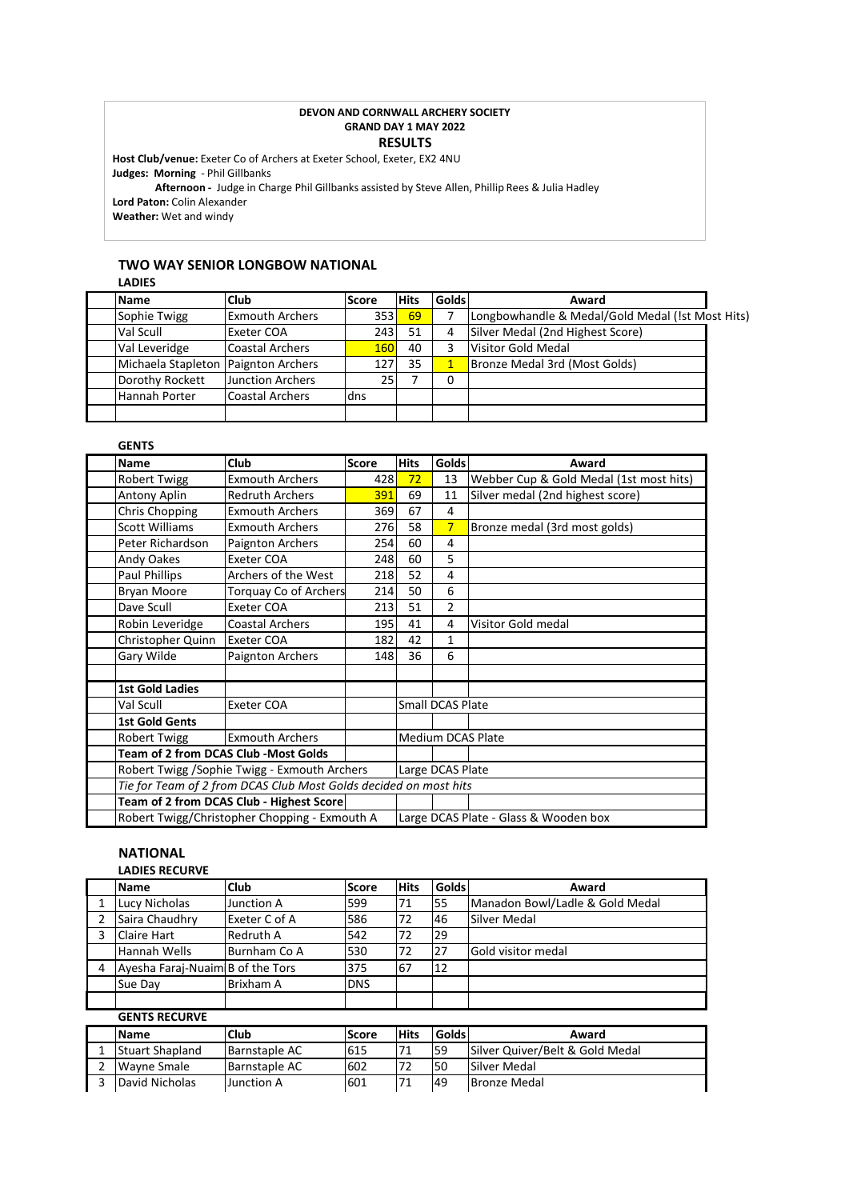**DEVON AND CORNWALL ARCHERY SOCIETY**
**GRAND DAY 1 MAY 2022**
**RESULTS**

**Host Club/venue:** Exeter Co of Archers at Exeter School, Exeter, EX2 4NU
**Judges: Morning** - Phil Gillbanks
**Afternoon -** Judge in Charge Phil Gillbanks assisted by Steve Allen, Phillip Rees & Julia Hadley
**Lord Paton:** Colin Alexander
**Weather:** Wet and windy

## TWO WAY SENIOR LONGBOW NATIONAL

### LADIES

| Name | Club | Score | Hits | Golds | Award |
|---|---|---|---|---|---|
| Sophie Twigg | Exmouth Archers | 353 | 69 | 7 | Longbowhandle & Medal/Gold Medal (!st Most Hits) |
| Val Scull | Exeter COA | 243 | 51 | 4 | Silver Medal (2nd Highest Score) |
| Val Leveridge | Coastal Archers | 160 | 40 | 3 | Visitor Gold Medal |
| Michaela Stapleton | Paignton Archers | 127 | 35 | 1 | Bronze Medal 3rd (Most Golds) |
| Dorothy Rockett | Junction Archers | 25 | 7 | 0 | |
| Hannah Porter | Coastal Archers | dns | | | |

### GENTS

| Name | Club | Score | Hits | Golds | Award |
|---|---|---|---|---|---|
| Robert Twigg | Exmouth Archers | 428 | 72 | 13 | Webber Cup & Gold Medal (1st most hits) |
| Antony Aplin | Redruth Archers | 391 | 69 | 11 | Silver medal (2nd highest score) |
| Chris Chopping | Exmouth Archers | 369 | 67 | 4 | |
| Scott Williams | Exmouth Archers | 276 | 58 | 7 | Bronze medal (3rd most golds) |
| Peter Richardson | Paignton Archers | 254 | 60 | 4 | |
| Andy Oakes | Exeter COA | 248 | 60 | 5 | |
| Paul Phillips | Archers of the West | 218 | 52 | 4 | |
| Bryan Moore | Torquay Co of Archers | 214 | 50 | 6 | |
| Dave Scull | Exeter COA | 213 | 51 | 2 | |
| Robin Leveridge | Coastal Archers | 195 | 41 | 4 | Visitor Gold medal |
| Christopher Quinn | Exeter COA | 182 | 42 | 1 | |
| Gary Wilde | Paignton Archers | 148 | 36 | 6 | |
| | | | | | |
| **1st Gold Ladies** | | | | | |
| Val Scull | Exeter COA | | Small DCAS Plate | | |
| **1st Gold Gents** | | | | | |
| Robert Twigg | Exmouth Archers | | Medium DCAS Plate | | |
| **Team of 2 from DCAS Club -Most Golds** | | | | | |
| Robert Twigg /Sophie Twigg - Exmouth Archers | | | Large DCAS Plate | | |
| *Tie for Team of 2 from DCAS Club Most Golds decided on most hits* | | | | | |
| **Team of 2 from DCAS Club - Highest Score** | | | | | |
| Robert Twigg/Christopher Chopping - Exmouth A | | | Large DCAS Plate - Glass & Wooden box | | |

## NATIONAL

### LADIES RECURVE

| | Name | Club | Score | Hits | Golds | Award |
|---|---|---|---|---|---|---|
| 1 | Lucy Nicholas | Junction A | 599 | 71 | 55 | Manadon Bowl/Ladle & Gold Medal |
| 2 | Saira Chaudhry | Exeter C of A | 586 | 72 | 46 | Silver Medal |
| 3 | Claire Hart | Redruth A | 542 | 72 | 29 | |
| | Hannah Wells | Burnham Co A | 530 | 72 | 27 | Gold visitor medal |
| 4 | Ayesha Faraj-Nuaim | B of the Tors | 375 | 67 | 12 | |
| | Sue Day | Brixham A | DNS | | | |

### GENTS RECURVE

| | Name | Club | Score | Hits | Golds | Award |
|---|---|---|---|---|---|---|
| 1 | Stuart Shapland | Barnstaple AC | 615 | 71 | 59 | Silver Quiver/Belt & Gold Medal |
| 2 | Wayne Smale | Barnstaple AC | 602 | 72 | 50 | Silver Medal |
| 3 | David Nicholas | Junction A | 601 | 71 | 49 | Bronze Medal |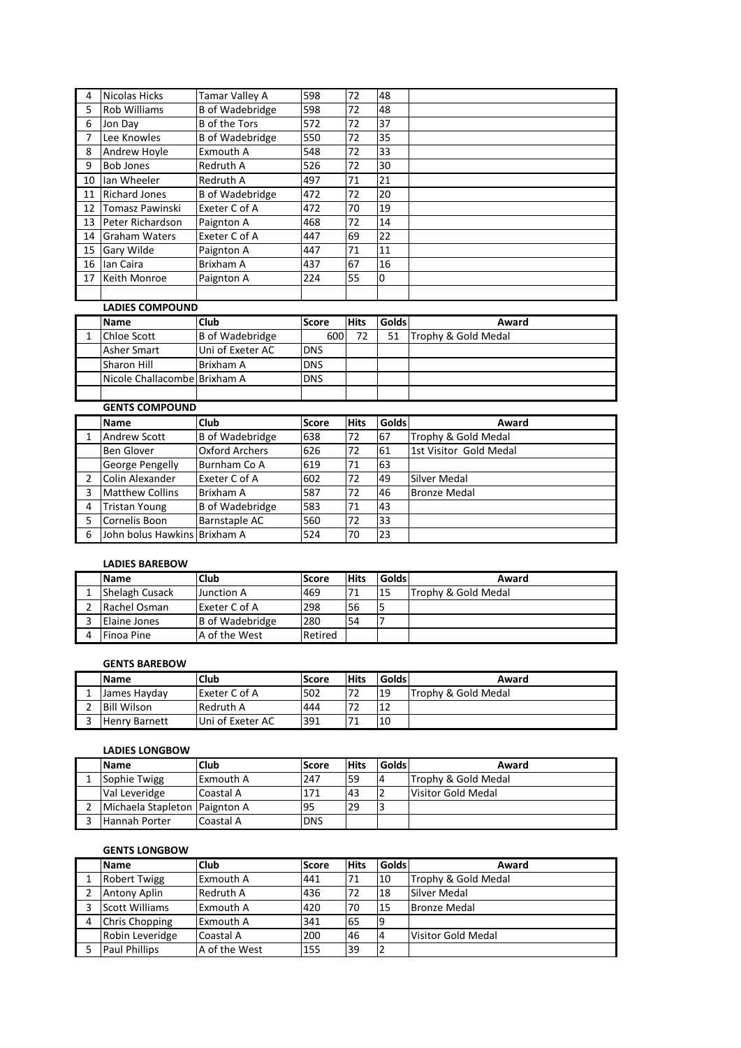| | | | | | | |
|---|---|---|---|---|---|---|
| 4 | Nicolas Hicks | Tamar Valley A | 598 | 72 | 48 | |
| 5 | Rob Williams | B of Wadebridge | 598 | 72 | 48 | |
| 6 | Jon Day | B of the Tors | 572 | 72 | 37 | |
| 7 | Lee Knowles | B of Wadebridge | 550 | 72 | 35 | |
| 8 | Andrew Hoyle | Exmouth A | 548 | 72 | 33 | |
| 9 | Bob Jones | Redruth A | 526 | 72 | 30 | |
| 10 | Ian Wheeler | Redruth A | 497 | 71 | 21 | |
| 11 | Richard Jones | B of Wadebridge | 472 | 72 | 20 | |
| 12 | Tomasz Pawinski | Exeter C of A | 472 | 70 | 19 | |
| 13 | Peter Richardson | Paignton A | 468 | 72 | 14 | |
| 14 | Graham Waters | Exeter C of A | 447 | 69 | 22 | |
| 15 | Gary Wilde | Paignton A | 447 | 71 | 11 | |
| 16 | Ian Caira | Brixham A | 437 | 67 | 16 | |
| 17 | Keith Monroe | Paignton A | 224 | 55 | 0 | |

**LADIES COMPOUND**

| | Name | Club | Score | Hits | Golds | Award |
|---|---|---|---|---|---|---|
| 1 | Chloe Scott | B of Wadebridge | 600 | 72 | 51 | Trophy & Gold Medal |
| | Asher Smart | Uni of Exeter AC | DNS | | | |
| | Sharon Hill | Brixham A | DNS | | | |
| | Nicole Challacombe | Brixham A | DNS | | | |

**GENTS COMPOUND**

| | Name | Club | Score | Hits | Golds | Award |
|---|---|---|---|---|---|---|
| 1 | Andrew Scott | B of Wadebridge | 638 | 72 | 67 | Trophy & Gold Medal |
| | Ben Glover | Oxford Archers | 626 | 72 | 61 | 1st Visitor Gold Medal |
| | George Pengelly | Burnham Co A | 619 | 71 | 63 | |
| 2 | Colin Alexander | Exeter C of A | 602 | 72 | 49 | Silver Medal |
| 3 | Matthew Collins | Brixham A | 587 | 72 | 46 | Bronze Medal |
| 4 | Tristan Young | B of Wadebridge | 583 | 71 | 43 | |
| 5 | Cornelis Boon | Barnstaple AC | 560 | 72 | 33 | |
| 6 | John bolus Hawkins | Brixham A | 524 | 70 | 23 | |

**LADIES BAREBOW**

| | Name | Club | Score | Hits | Golds | Award |
|---|---|---|---|---|---|---|
| 1 | Shelagh Cusack | Junction A | 469 | 71 | 15 | Trophy & Gold Medal |
| 2 | Rachel Osman | Exeter C of A | 298 | 56 | 5 | |
| 3 | Elaine Jones | B of Wadebridge | 280 | 54 | 7 | |
| 4 | Finoa Pine | A of the West | Retired | | | |

**GENTS BAREBOW**

| | Name | Club | Score | Hits | Golds | Award |
|---|---|---|---|---|---|---|
| 1 | James Hayday | Exeter C of A | 502 | 72 | 19 | Trophy & Gold Medal |
| 2 | Bill Wilson | Redruth A | 444 | 72 | 12 | |
| 3 | Henry Barnett | Uni of Exeter AC | 391 | 71 | 10 | |

**LADIES LONGBOW**

| | Name | Club | Score | Hits | Golds | Award |
|---|---|---|---|---|---|---|
| 1 | Sophie Twigg | Exmouth A | 247 | 59 | 4 | Trophy & Gold Medal |
| | Val Leveridge | Coastal A | 171 | 43 | 2 | Visitor Gold Medal |
| 2 | Michaela Stapleton | Paignton A | 95 | 29 | 3 | |
| 3 | Hannah Porter | Coastal A | DNS | | | |

**GENTS LONGBOW**

| | Name | Club | Score | Hits | Golds | Award |
|---|---|---|---|---|---|---|
| 1 | Robert Twigg | Exmouth A | 441 | 71 | 10 | Trophy & Gold Medal |
| 2 | Antony Aplin | Redruth A | 436 | 72 | 18 | Silver Medal |
| 3 | Scott Williams | Exmouth A | 420 | 70 | 15 | Bronze Medal |
| 4 | Chris Chopping | Exmouth A | 341 | 65 | 9 | |
| | Robin Leveridge | Coastal A | 200 | 46 | 4 | Visitor Gold Medal |
| 5 | Paul Phillips | A of the West | 155 | 39 | 2 | |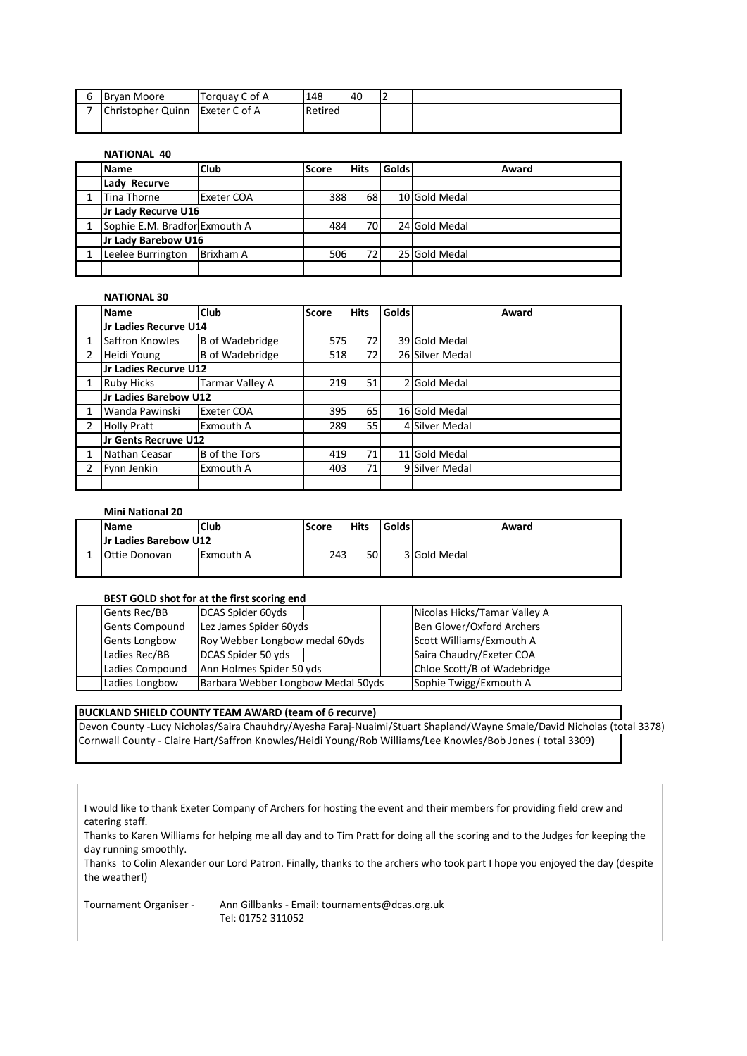| | | | | | | |
|---|---|---|---|---|---|---|
| 6 | Bryan Moore | Torquay C of A | 148 | 40 | 2 | |
| 7 | Christopher Quinn | Exeter C of A | Retired | | | |
| | | | | | | |

**NATIONAL 40**

| | Name | Club | Score | Hits | Golds | Award |
|---|---|---|---|---|---|---|
| | **Lady Recurve** | | | | | |
| 1 | Tina Thorne | Exeter COA | 388 | 68 | 10 | Gold Medal |
| | **Jr Lady Recurve U16** | | | | | |
| 1 | Sophie E.M. Bradfor | Exmouth A | 484 | 70 | 24 | Gold Medal |
| | **Jr Lady Barebow U16** | | | | | |
| 1 | Leelee Burrington | Brixham A | 506 | 72 | 25 | Gold Medal |
| | | | | | | |

**NATIONAL 30**

| | Name | Club | Score | Hits | Golds | Award |
|---|---|---|---|---|---|---|
| | **Jr Ladies Recurve U14** | | | | | |
| 1 | Saffron Knowles | B of Wadebridge | 575 | 72 | 39 | Gold Medal |
| 2 | Heidi Young | B of Wadebridge | 518 | 72 | 26 | Silver Medal |
| | **Jr Ladies Recurve U12** | | | | | |
| 1 | Ruby Hicks | Tarmar Valley A | 219 | 51 | 2 | Gold Medal |
| | **Jr Ladies Barebow U12** | | | | | |
| 1 | Wanda Pawinski | Exeter COA | 395 | 65 | 16 | Gold Medal |
| 2 | Holly Pratt | Exmouth A | 289 | 55 | 4 | Silver Medal |
| | **Jr Gents Recruve U12** | | | | | |
| 1 | Nathan Ceasar | B of the Tors | 419 | 71 | 11 | Gold Medal |
| 2 | Fynn Jenkin | Exmouth A | 403 | 71 | 9 | Silver Medal |
| | | | | | | |

**Mini National 20**

| | Name | Club | Score | Hits | Golds | Award |
|---|---|---|---|---|---|---|
| | **Jr Ladies Barebow U12** | | | | | |
| 1 | Ottie Donovan | Exmouth A | 243 | 50 | 3 | Gold Medal |
| | | | | | | |

**BEST GOLD shot for at the first scoring end**

| | | |
|---|---|---|
| Gents Rec/BB | DCAS Spider 60yds | Nicolas Hicks/Tamar Valley A |
| Gents Compound | Lez James Spider 60yds | Ben Glover/Oxford Archers |
| Gents Longbow | Roy Webber Longbow medal 60yds | Scott Williams/Exmouth A |
| Ladies Rec/BB | DCAS Spider 50 yds | Saira Chaudry/Exeter COA |
| Ladies Compound | Ann Holmes Spider 50 yds | Chloe Scott/B of Wadebridge |
| Ladies Longbow | Barbara Webber Longbow Medal 50yds | Sophie Twigg/Exmouth A |

**BUCKLAND SHIELD COUNTY TEAM AWARD (team of 6 recurve)**

Devon County -Lucy Nicholas/Saira Chauhdry/Ayesha Faraj-Nuaimi/Stuart Shapland/Wayne Smale/David Nicholas (total 3378)

Cornwall County - Claire Hart/Saffron Knowles/Heidi Young/Rob Williams/Lee Knowles/Bob Jones ( total 3309)

I would like to thank Exeter Company of Archers for hosting the event and their members for providing field crew and catering staff.

Thanks to Karen Williams for helping me all day and to Tim Pratt for doing all the scoring and to the Judges for keeping the day running smoothly.

Thanks to Colin Alexander our Lord Patron. Finally, thanks to the archers who took part I hope you enjoyed the day (despite the weather!)

Tournament Organiser - Ann Gillbanks - Email: tournaments@dcas.org.uk
Tel: 01752 311052